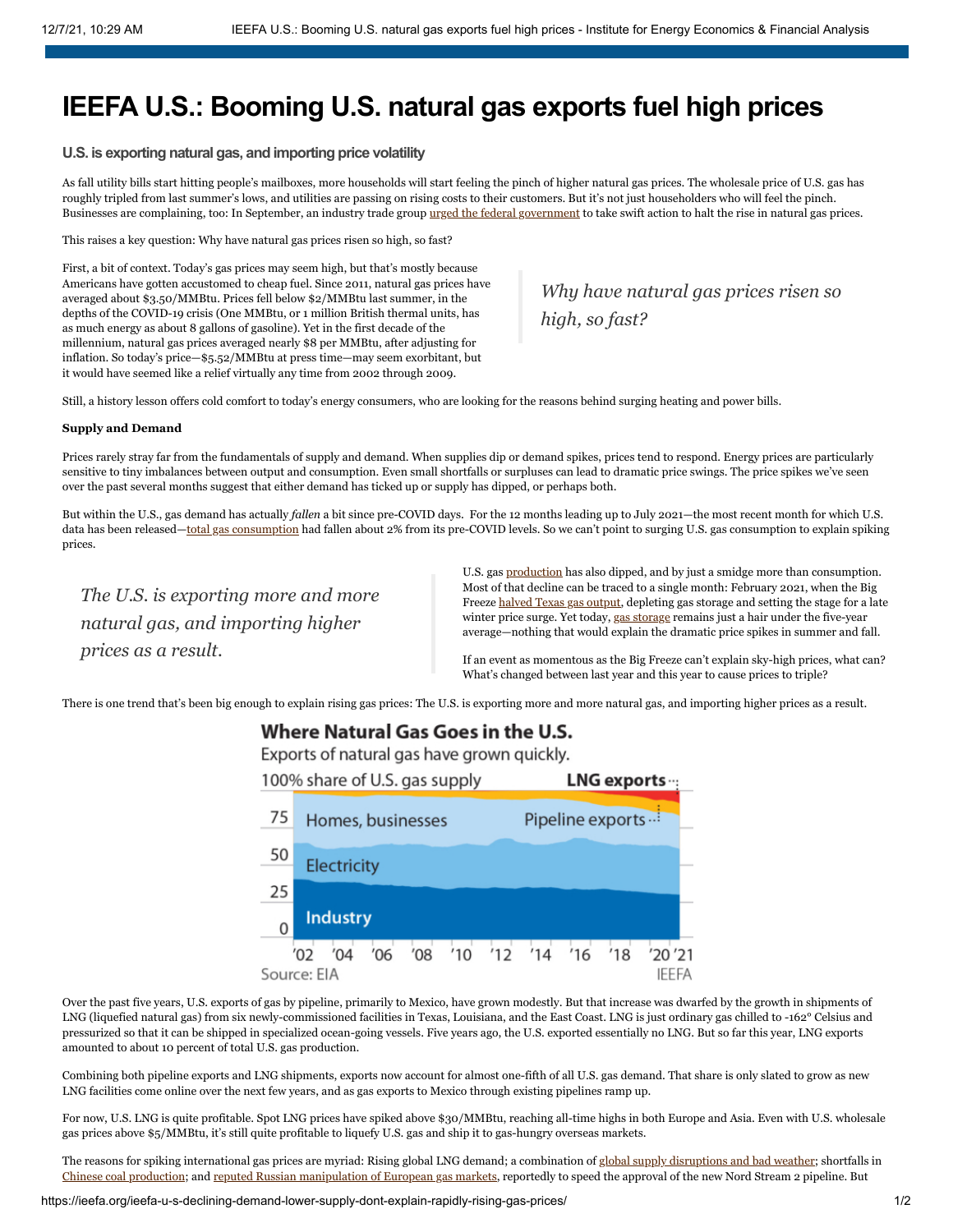# IEEFA U.S.: Booming U.S. natural gas exports fuel high prices

### U.S. is exporting natural gas, and importing price volatility

As fall utility bills start hitting people's mailboxes, more households will start feeling the pinch of higher natural gas prices. The wholesale price of U.S. gas has roughly tripled from last summer's lows, and utilities are passing on rising costs to their customers. But it's not just householders who will feel the pinch. Businesses are complaining, too: In September, an industry trade group urged the federal government to take swift action to halt the rise in natural gas prices.

This raises a key question: Why have natural gas prices risen so high, so fast?

First, a bit of context. Today's gas prices may seem high, but that's mostly because Americans have gotten accustomed to cheap fuel. Since 2011, natural gas prices have averaged about $3.50/MMBtu. Prices fell below $2/MMBtu last summer, in the depths of the COVID-19 crisis (One MMBtu, or 1 million British thermal units, has as much energy as about 8 gallons of gasoline). Yet in the first decade of the millennium, natural gas prices averaged nearly $8 per MMBtu, after adjusting for inflation. So today's price—$5.52/MMBtu at press time—may seem exorbitant, but it would have seemed like a relief virtually any time from 2002 through 2009.

> *Why have natural gas prices risen so high, so fast?*

Still, a history lesson offers cold comfort to today's energy consumers, who are looking for the reasons behind surging heating and power bills.

**Supply and Demand**

Prices rarely stray far from the fundamentals of supply and demand. When supplies dip or demand spikes, prices tend to respond. Energy prices are particularly sensitive to tiny imbalances between output and consumption. Even small shortfalls or surpluses can lead to dramatic price swings. The price spikes we've seen over the past several months suggest that either demand has ticked up or supply has dipped, or perhaps both.

But within the U.S., gas demand has actually *fallen* a bit since pre-COVID days. For the 12 months leading up to July 2021—the most recent month for which U.S. data has been released—total gas consumption had fallen about 2% from its pre-COVID levels. So we can't point to surging U.S. gas consumption to explain spiking prices.

> *The U.S. is exporting more and more natural gas, and importing higher prices as a result.*

U.S. gas production has also dipped, and by just a smidge more than consumption. Most of that decline can be traced to a single month: February 2021, when the Big Freeze halved Texas gas output, depleting gas storage and setting the stage for a late winter price surge. Yet today, gas storage remains just a hair under the five-year average—nothing that would explain the dramatic price spikes in summer and fall.

If an event as momentous as the Big Freeze can't explain sky-high prices, what can? What's changed between last year and this year to cause prices to triple?

There is one trend that's been big enough to explain rising gas prices: The U.S. is exporting more and more natural gas, and importing higher prices as a result.

**Where Natural Gas Goes in the U.S.**

Exports of natural gas have grown quickly.

100% share of U.S. gas supply

LNG exports

Pipeline exports

Homes, businesses

Electricity

Industry

75

50

25

0

'02 '04 '06 '08 '10 '12 '14 '16 '18 '20 '21

Source: EIA

IEEFA

Over the past five years, U.S. exports of gas by pipeline, primarily to Mexico, have grown modestly. But that increase was dwarfed by the growth in shipments of LNG (liquefied natural gas) from six newly-commissioned facilities in Texas, Louisiana, and the East Coast. LNG is just ordinary gas chilled to -162° Celsius and pressurized so that it can be shipped in specialized ocean-going vessels. Five years ago, the U.S. exported essentially no LNG. But so far this year, LNG exports amounted to about 10 percent of total U.S. gas production.

Combining both pipeline exports and LNG shipments, exports now account for almost one-fifth of all U.S. gas demand. That share is only slated to grow as new LNG facilities come online over the next few years, and as gas exports to Mexico through existing pipelines ramp up.

For now, U.S. LNG is quite profitable. Spot LNG prices have spiked above $30/MMBtu, reaching all-time highs in both Europe and Asia. Even with U.S. wholesale gas prices above $5/MMBtu, it's still quite profitable to liquefy U.S. gas and ship it to gas-hungry overseas markets.

The reasons for spiking international gas prices are myriad: Rising global LNG demand; a combination of global supply disruptions and bad weather; shortfalls in Chinese coal production; and reputed Russian manipulation of European gas markets, reportedly to speed the approval of the new Nord Stream 2 pipeline. But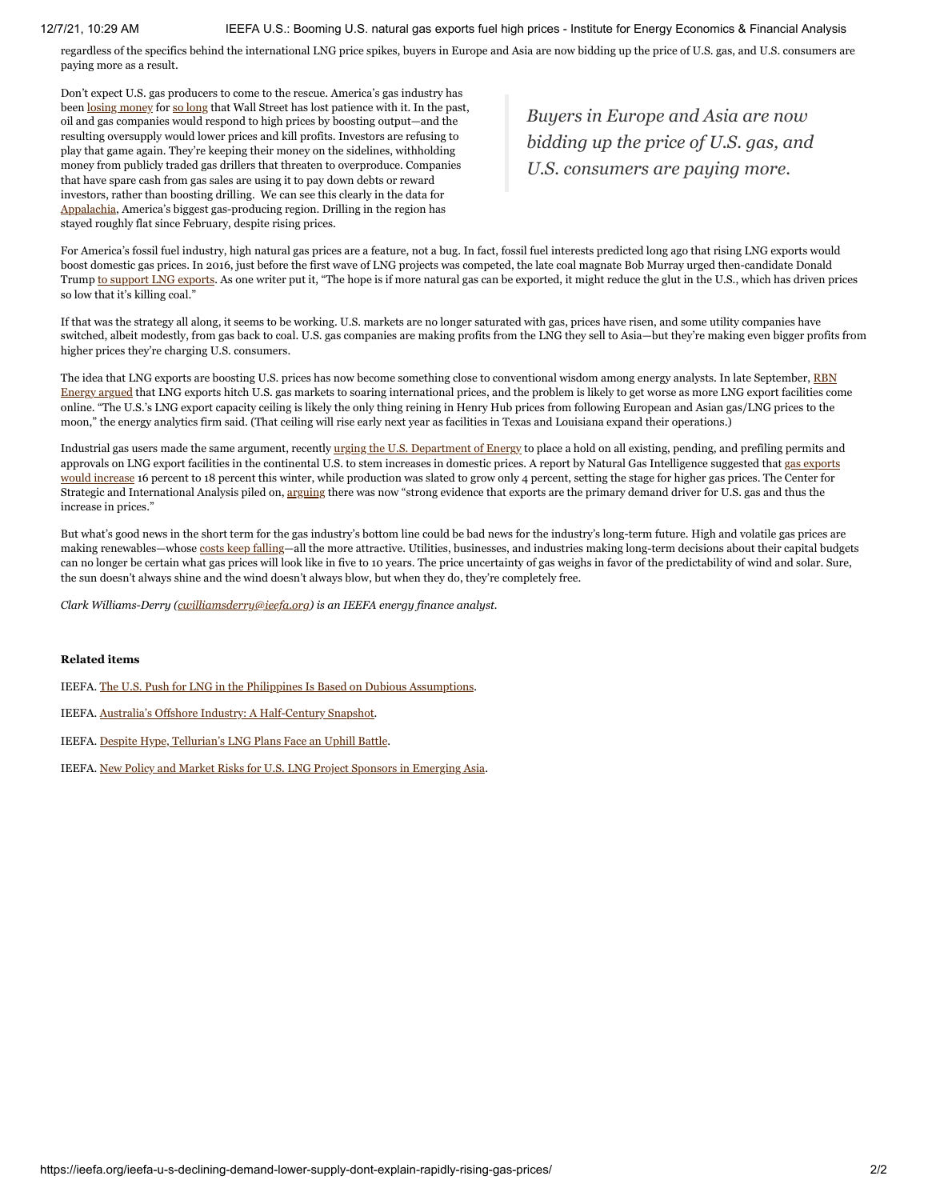regardless of the specifics behind the international LNG price spikes, buyers in Europe and Asia are now bidding up the price of U.S. gas, and U.S. consumers are paying more as a result.

Don't expect U.S. gas producers to come to the rescue. America's gas industry has been losing money for so long that Wall Street has lost patience with it. In the past, oil and gas companies would respond to high prices by boosting output—and the resulting oversupply would lower prices and kill profits. Investors are refusing to play that game again. They're keeping their money on the sidelines, withholding money from publicly traded gas drillers that threaten to overproduce. Companies that have spare cash from gas sales are using it to pay down debts or reward investors, rather than boosting drilling. We can see this clearly in the data for Appalachia, America's biggest gas-producing region. Drilling in the region has stayed roughly flat since February, despite rising prices.

> *Buyers in Europe and Asia are now bidding up the price of U.S. gas, and U.S. consumers are paying more.*

For America's fossil fuel industry, high natural gas prices are a feature, not a bug. In fact, fossil fuel interests predicted long ago that rising LNG exports would boost domestic gas prices. In 2016, just before the first wave of LNG projects was competed, the late coal magnate Bob Murray urged then-candidate Donald Trump to support LNG exports. As one writer put it, "The hope is if more natural gas can be exported, it might reduce the glut in the U.S., which has driven prices so low that it's killing coal."

If that was the strategy all along, it seems to be working. U.S. markets are no longer saturated with gas, prices have risen, and some utility companies have switched, albeit modestly, from gas back to coal. U.S. gas companies are making profits from the LNG they sell to Asia—but they're making even bigger profits from higher prices they're charging U.S. consumers.

The idea that LNG exports are boosting U.S. prices has now become something close to conventional wisdom among energy analysts. In late September, RBN Energy argued that LNG exports hitch U.S. gas markets to soaring international prices, and the problem is likely to get worse as more LNG export facilities come online. "The U.S.'s LNG export capacity ceiling is likely the only thing reining in Henry Hub prices from following European and Asian gas/LNG prices to the moon," the energy analytics firm said. (That ceiling will rise early next year as facilities in Texas and Louisiana expand their operations.)

Industrial gas users made the same argument, recently urging the U.S. Department of Energy to place a hold on all existing, pending, and prefiling permits and approvals on LNG export facilities in the continental U.S. to stem increases in domestic prices. A report by Natural Gas Intelligence suggested that gas exports would increase 16 percent to 18 percent this winter, while production was slated to grow only 4 percent, setting the stage for higher gas prices. The Center for Strategic and International Analysis piled on, arguing there was now "strong evidence that exports are the primary demand driver for U.S. gas and thus the increase in prices."

But what's good news in the short term for the gas industry's bottom line could be bad news for the industry's long-term future. High and volatile gas prices are making renewables—whose costs keep falling—all the more attractive. Utilities, businesses, and industries making long-term decisions about their capital budgets can no longer be certain what gas prices will look like in five to 10 years. The price uncertainty of gas weighs in favor of the predictability of wind and solar. Sure, the sun doesn't always shine and the wind doesn't always blow, but when they do, they're completely free.

*Clark Williams-Derry (cwilliamsderry@ieefa.org) is an IEEFA energy finance analyst.*

**Related items**

IEEFA. The U.S. Push for LNG in the Philippines Is Based on Dubious Assumptions.

IEEFA. Australia's Offshore Industry: A Half-Century Snapshot.

IEEFA. Despite Hype, Tellurian's LNG Plans Face an Uphill Battle.

IEEFA. New Policy and Market Risks for U.S. LNG Project Sponsors in Emerging Asia.